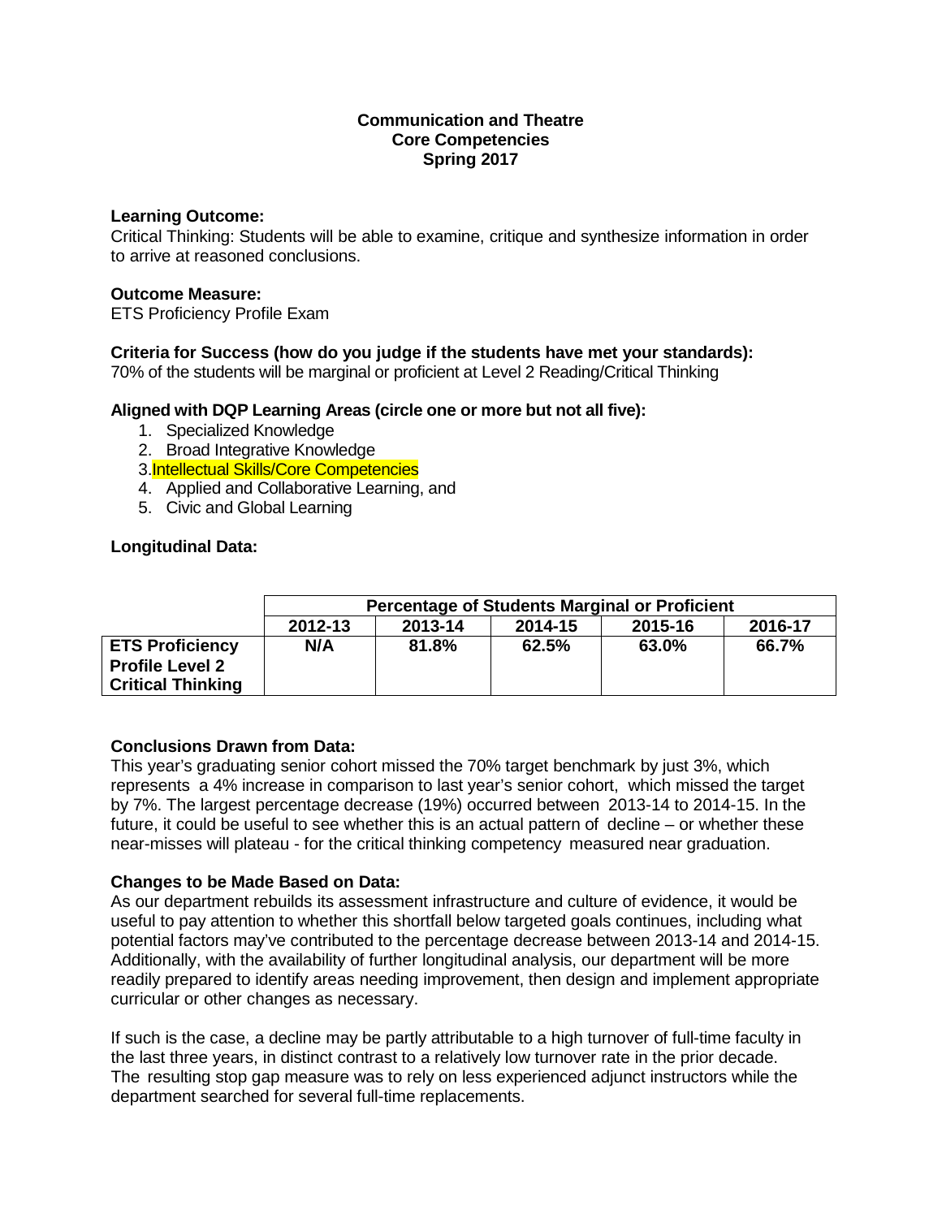**Communication and Theatre**
**Core Competencies**
**Spring 2017**

**Learning Outcome:**
Critical Thinking: Students will be able to examine, critique and synthesize information in order to arrive at reasoned conclusions.

**Outcome Measure:**
ETS Proficiency Profile Exam

**Criteria for Success (how do you judge if the students have met your standards):**
70% of the students will be marginal or proficient at Level 2 Reading/Critical Thinking

**Aligned with DQP Learning Areas (circle one or more but not all five):**

1. Specialized Knowledge
2. Broad Integrative Knowledge
3. Intellectual Skills/Core Competencies
4. Applied and Collaborative Learning, and
5. Civic and Global Learning

**Longitudinal Data:**

| | **Percentage of Students Marginal or Proficient** | | | | |
|---|---|---|---|---|---|
| | **2012-13** | **2013-14** | **2014-15** | **2015-16** | **2016-17** |
| **ETS Proficiency Profile Level 2 Critical Thinking** | **N/A** | **81.8%** | **62.5%** | **63.0%** | **66.7%** |

**Conclusions Drawn from Data:**
This year's graduating senior cohort missed the 70% target benchmark by just 3%, which represents a 4% increase in comparison to last year's senior cohort, which missed the target by 7%. The largest percentage decrease (19%) occurred between 2013-14 to 2014-15. In the future, it could be useful to see whether this is an actual pattern of decline – or whether these near-misses will plateau - for the critical thinking competency measured near graduation.

**Changes to be Made Based on Data:**
As our department rebuilds its assessment infrastructure and culture of evidence, it would be useful to pay attention to whether this shortfall below targeted goals continues, including what potential factors may've contributed to the percentage decrease between 2013-14 and 2014-15. Additionally, with the availability of further longitudinal analysis, our department will be more readily prepared to identify areas needing improvement, then design and implement appropriate curricular or other changes as necessary.

If such is the case, a decline may be partly attributable to a high turnover of full-time faculty in the last three years, in distinct contrast to a relatively low turnover rate in the prior decade. The resulting stop gap measure was to rely on less experienced adjunct instructors while the department searched for several full-time replacements.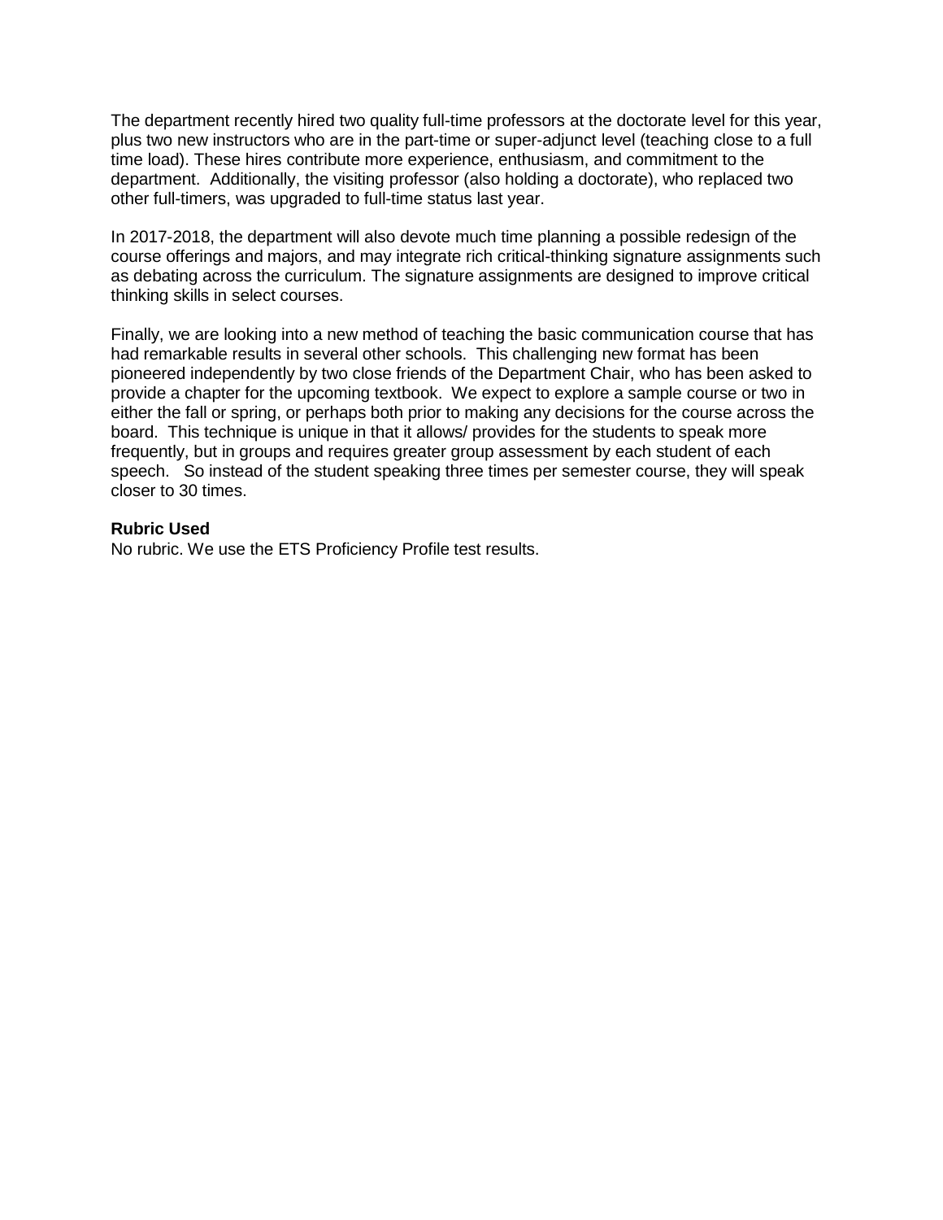The department recently hired two quality full-time professors at the doctorate level for this year, plus two new instructors who are in the part-time or super-adjunct level (teaching close to a full time load). These hires contribute more experience, enthusiasm, and commitment to the department. Additionally, the visiting professor (also holding a doctorate), who replaced two other full-timers, was upgraded to full-time status last year.

In 2017-2018, the department will also devote much time planning a possible redesign of the course offerings and majors, and may integrate rich critical-thinking signature assignments such as debating across the curriculum. The signature assignments are designed to improve critical thinking skills in select courses.

Finally, we are looking into a new method of teaching the basic communication course that has had remarkable results in several other schools. This challenging new format has been pioneered independently by two close friends of the Department Chair, who has been asked to provide a chapter for the upcoming textbook. We expect to explore a sample course or two in either the fall or spring, or perhaps both prior to making any decisions for the course across the board. This technique is unique in that it allows/ provides for the students to speak more frequently, but in groups and requires greater group assessment by each student of each speech. So instead of the student speaking three times per semester course, they will speak closer to 30 times.

**Rubric Used**

No rubric. We use the ETS Proficiency Profile test results.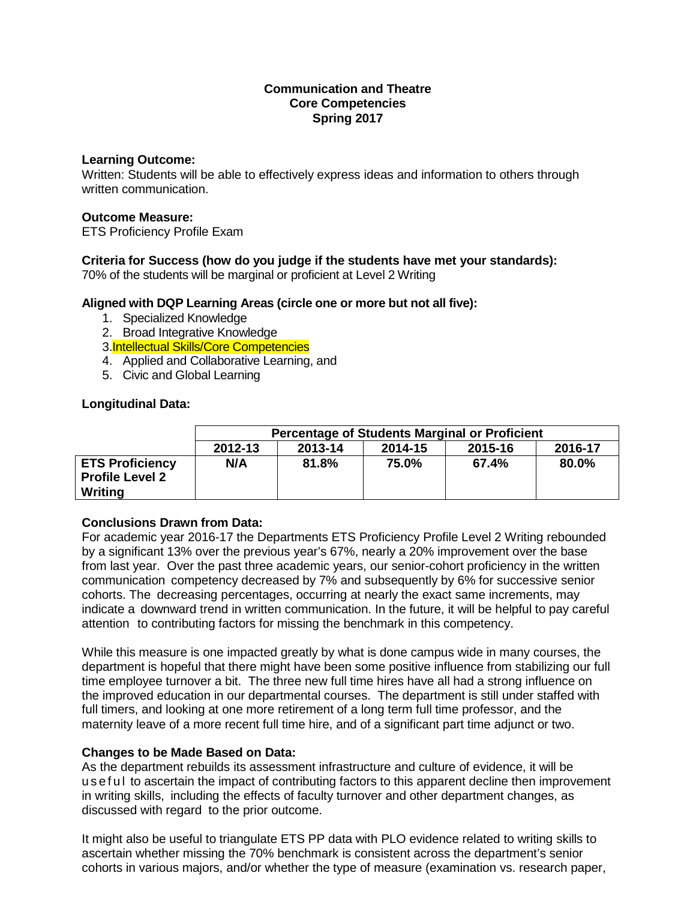**Communication and Theatre**
**Core Competencies**
**Spring 2017**

**Learning Outcome:**
Written: Students will be able to effectively express ideas and information to others through written communication.

**Outcome Measure:**
ETS Proficiency Profile Exam

**Criteria for Success (how do you judge if the students have met your standards):**
70% of the students will be marginal or proficient at Level 2 Writing

**Aligned with DQP Learning Areas (circle one or more but not all five):**

1. Specialized Knowledge
2. Broad Integrative Knowledge
3. Intellectual Skills/Core Competencies
4. Applied and Collaborative Learning, and
5. Civic and Global Learning

**Longitudinal Data:**

| | Percentage of Students Marginal or Proficient | | | | |
|---|---|---|---|---|---|
| | **2012-13** | **2013-14** | **2014-15** | **2015-16** | **2016-17** |
| **ETS Proficiency Profile Level 2 Writing** | **N/A** | **81.8%** | **75.0%** | **67.4%** | **80.0%** |

**Conclusions Drawn from Data:**
For academic year 2016-17 the Departments ETS Proficiency Profile Level 2 Writing rebounded by a significant 13% over the previous year's 67%, nearly a 20% improvement over the base from last year. Over the past three academic years, our senior-cohort proficiency in the written communication competency decreased by 7% and subsequently by 6% for successive senior cohorts. The decreasing percentages, occurring at nearly the exact same increments, may indicate a downward trend in written communication. In the future, it will be helpful to pay careful attention to contributing factors for missing the benchmark in this competency.

While this measure is one impacted greatly by what is done campus wide in many courses, the department is hopeful that there might have been some positive influence from stabilizing our full time employee turnover a bit. The three new full time hires have all had a strong influence on the improved education in our departmental courses. The department is still under staffed with full timers, and looking at one more retirement of a long term full time professor, and the maternity leave of a more recent full time hire, and of a significant part time adjunct or two.

**Changes to be Made Based on Data:**
As the department rebuilds its assessment infrastructure and culture of evidence, it will be useful to ascertain the impact of contributing factors to this apparent decline then improvement in writing skills, including the effects of faculty turnover and other department changes, as discussed with regard to the prior outcome.

It might also be useful to triangulate ETS PP data with PLO evidence related to writing skills to ascertain whether missing the 70% benchmark is consistent across the department's senior cohorts in various majors, and/or whether the type of measure (examination vs. research paper,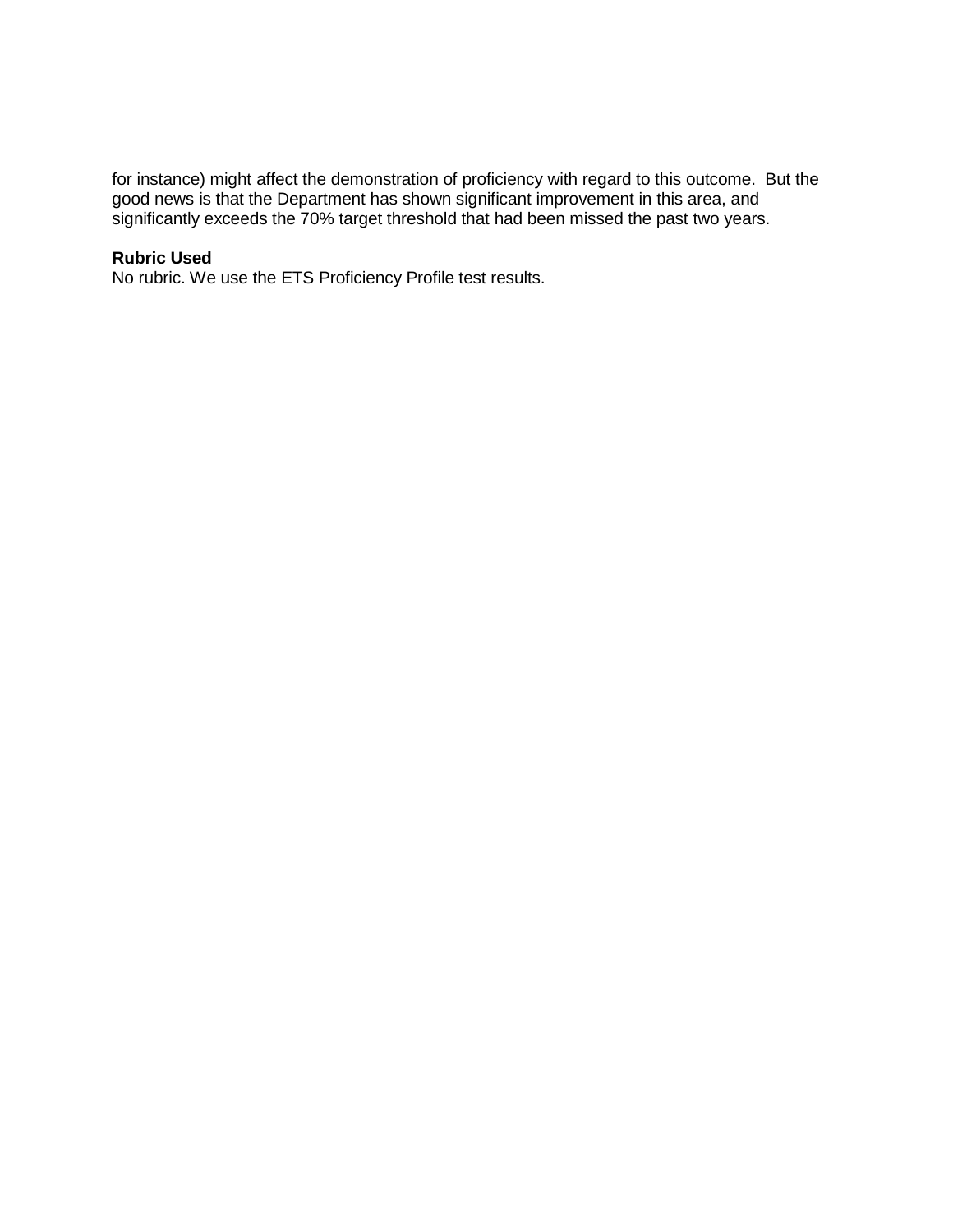for instance) might affect the demonstration of proficiency with regard to this outcome. But the good news is that the Department has shown significant improvement in this area, and significantly exceeds the 70% target threshold that had been missed the past two years.

**Rubric Used**

No rubric. We use the ETS Proficiency Profile test results.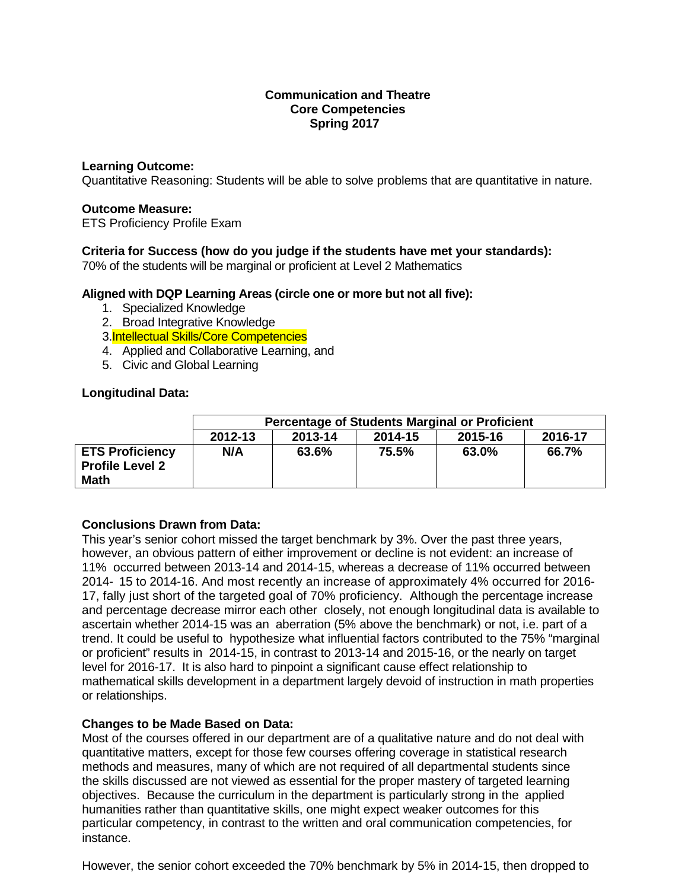**Communication and Theatre**
**Core Competencies**
**Spring 2017**

**Learning Outcome:**
Quantitative Reasoning: Students will be able to solve problems that are quantitative in nature.

**Outcome Measure:**
ETS Proficiency Profile Exam

**Criteria for Success (how do you judge if the students have met your standards):**
70% of the students will be marginal or proficient at Level 2 Mathematics

**Aligned with DQP Learning Areas (circle one or more but not all five):**

1. Specialized Knowledge
2. Broad Integrative Knowledge
3. Intellectual Skills/Core Competencies
4. Applied and Collaborative Learning, and
5. Civic and Global Learning

**Longitudinal Data:**

| | Percentage of Students Marginal or Proficient | | | | |
|---|---|---|---|---|---|
| | 2012-13 | 2013-14 | 2014-15 | 2015-16 | 2016-17 |
| **ETS Proficiency Profile Level 2 Math** | **N/A** | **63.6%** | **75.5%** | **63.0%** | **66.7%** |

**Conclusions Drawn from Data:**
This year's senior cohort missed the target benchmark by 3%. Over the past three years, however, an obvious pattern of either improvement or decline is not evident: an increase of 11% occurred between 2013-14 and 2014-15, whereas a decrease of 11% occurred between 2014- 15 to 2014-16. And most recently an increase of approximately 4% occurred for 2016-17, fally just short of the targeted goal of 70% proficiency. Although the percentage increase and percentage decrease mirror each other closely, not enough longitudinal data is available to ascertain whether 2014-15 was an aberration (5% above the benchmark) or not, i.e. part of a trend. It could be useful to hypothesize what influential factors contributed to the 75% "marginal or proficient" results in 2014-15, in contrast to 2013-14 and 2015-16, or the nearly on target level for 2016-17. It is also hard to pinpoint a significant cause effect relationship to mathematical skills development in a department largely devoid of instruction in math properties or relationships.

**Changes to be Made Based on Data:**
Most of the courses offered in our department are of a qualitative nature and do not deal with quantitative matters, except for those few courses offering coverage in statistical research methods and measures, many of which are not required of all departmental students since the skills discussed are not viewed as essential for the proper mastery of targeted learning objectives. Because the curriculum in the department is particularly strong in the applied humanities rather than quantitative skills, one might expect weaker outcomes for this particular competency, in contrast to the written and oral communication competencies, for instance.

However, the senior cohort exceeded the 70% benchmark by 5% in 2014-15, then dropped to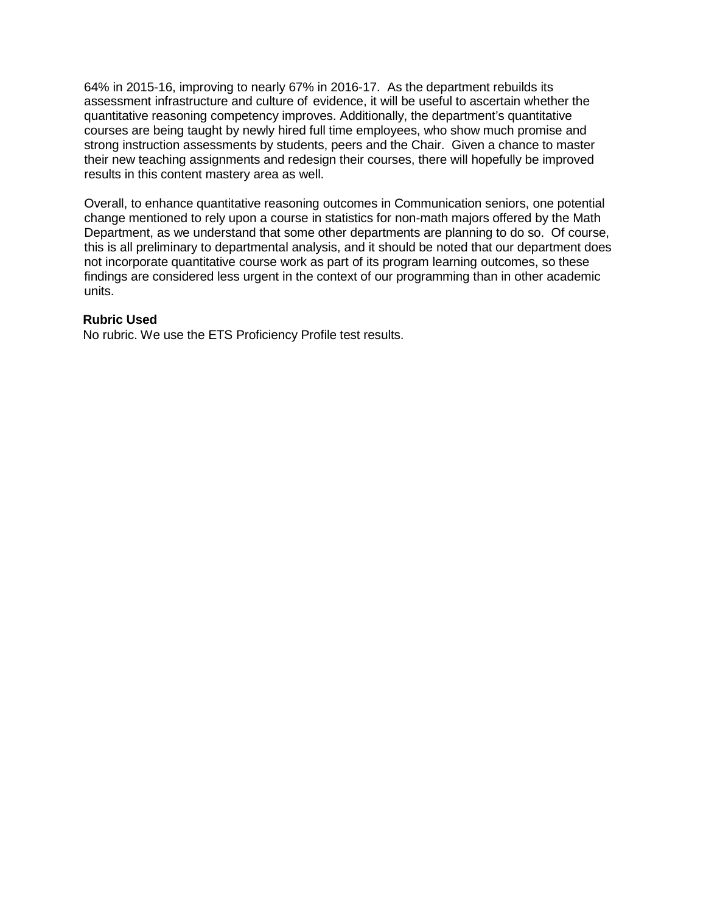64% in 2015-16, improving to nearly 67% in 2016-17. As the department rebuilds its assessment infrastructure and culture of evidence, it will be useful to ascertain whether the quantitative reasoning competency improves. Additionally, the department's quantitative courses are being taught by newly hired full time employees, who show much promise and strong instruction assessments by students, peers and the Chair. Given a chance to master their new teaching assignments and redesign their courses, there will hopefully be improved results in this content mastery area as well.

Overall, to enhance quantitative reasoning outcomes in Communication seniors, one potential change mentioned to rely upon a course in statistics for non-math majors offered by the Math Department, as we understand that some other departments are planning to do so. Of course, this is all preliminary to departmental analysis, and it should be noted that our department does not incorporate quantitative course work as part of its program learning outcomes, so these findings are considered less urgent in the context of our programming than in other academic units.

**Rubric Used**

No rubric. We use the ETS Proficiency Profile test results.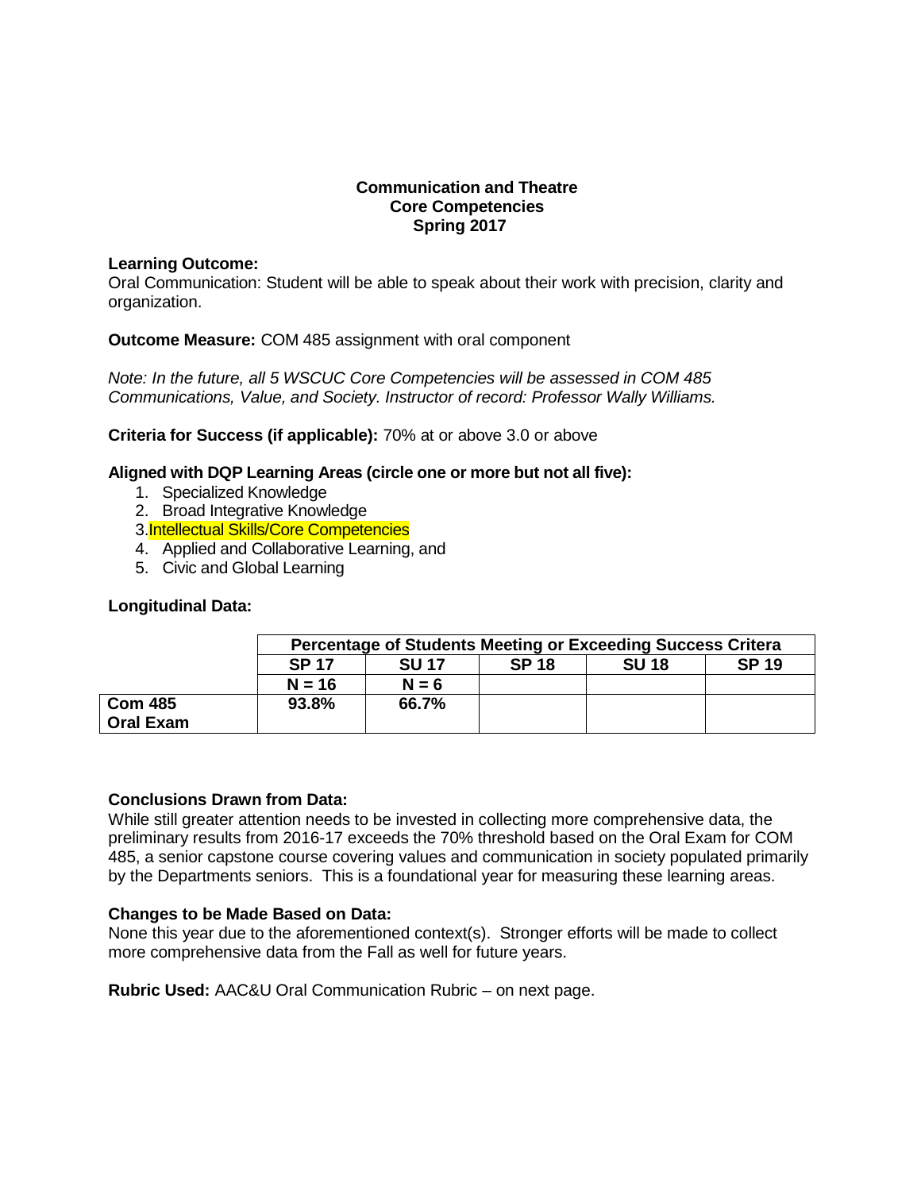**Communication and Theatre**
**Core Competencies**
**Spring 2017**

**Learning Outcome:**
Oral Communication: Student will be able to speak about their work with precision, clarity and organization.

**Outcome Measure:** COM 485 assignment with oral component

*Note: In the future, all 5 WSCUC Core Competencies will be assessed in COM 485 Communications, Value, and Society. Instructor of record: Professor Wally Williams.*

**Criteria for Success (if applicable):** 70% at or above 3.0 or above

**Aligned with DQP Learning Areas (circle one or more but not all five):**

1. Specialized Knowledge
2. Broad Integrative Knowledge
3. Intellectual Skills/Core Competencies
4. Applied and Collaborative Learning, and
5. Civic and Global Learning

**Longitudinal Data:**

| | **Percentage of Students Meeting or Exceeding Success Critera** | | | | |
|---|---|---|---|---|---|
| | **SP 17** | **SU 17** | **SP 18** | **SU 18** | **SP 19** |
| | **N = 16** | **N = 6** | | | |
| **Com 485 Oral Exam** | **93.8%** | **66.7%** | | | |

**Conclusions Drawn from Data:**
While still greater attention needs to be invested in collecting more comprehensive data, the preliminary results from 2016-17 exceeds the 70% threshold based on the Oral Exam for COM 485, a senior capstone course covering values and communication in society populated primarily by the Departments seniors. This is a foundational year for measuring these learning areas.

**Changes to be Made Based on Data:**
None this year due to the aforementioned context(s). Stronger efforts will be made to collect more comprehensive data from the Fall as well for future years.

**Rubric Used:** AAC&U Oral Communication Rubric – on next page.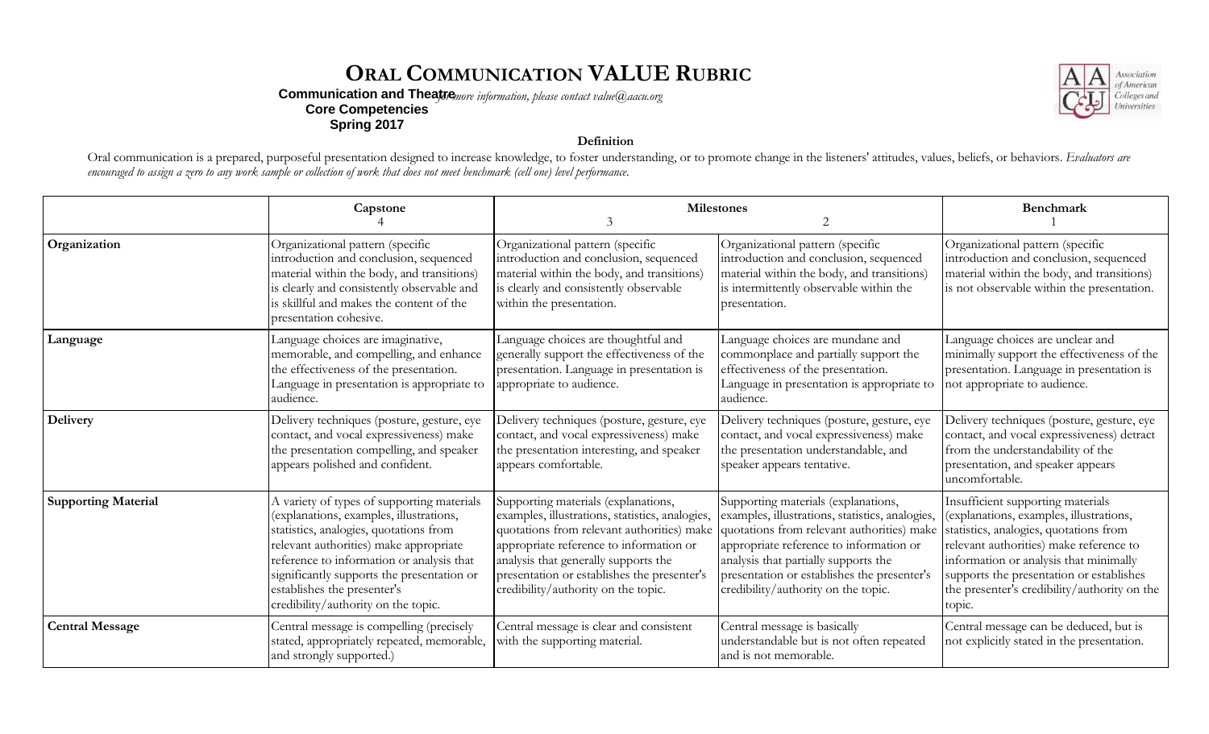# ORAL COMMUNICATION VALUE RUBRIC

**Communication and Theatre**
**Core Competencies**
**Spring 2017**

*for more information, please contact value@aacu.org*

**Definition**

Oral communication is a prepared, purposeful presentation designed to increase knowledge, to foster understanding, or to promote change in the listeners' attitudes, values, beliefs, or behaviors. *Evaluators are encouraged to assign a zero to any work sample or collection of work that does not meet benchmark (cell one) level performance.*

| | Capstone<br>4 | Milestones<br>3 | <br>2 | Benchmark<br>1 |
|---|---|---|---|---|
| **Organization** | Organizational pattern (specific introduction and conclusion, sequenced material within the body, and transitions) is clearly and consistently observable and is skillful and makes the content of the presentation cohesive. | Organizational pattern (specific introduction and conclusion, sequenced material within the body, and transitions) is clearly and consistently observable within the presentation. | Organizational pattern (specific introduction and conclusion, sequenced material within the body, and transitions) is intermittently observable within the presentation. | Organizational pattern (specific introduction and conclusion, sequenced material within the body, and transitions) is not observable within the presentation. |
| **Language** | Language choices are imaginative, memorable, and compelling, and enhance the effectiveness of the presentation. Language in presentation is appropriate to audience. | Language choices are thoughtful and generally support the effectiveness of the presentation. Language in presentation is appropriate to audience. | Language choices are mundane and commonplace and partially support the effectiveness of the presentation. Language in presentation is appropriate to audience. | Language choices are unclear and minimally support the effectiveness of the presentation. Language in presentation is not appropriate to audience. |
| **Delivery** | Delivery techniques (posture, gesture, eye contact, and vocal expressiveness) make the presentation compelling, and speaker appears polished and confident. | Delivery techniques (posture, gesture, eye contact, and vocal expressiveness) make the presentation interesting, and speaker appears comfortable. | Delivery techniques (posture, gesture, eye contact, and vocal expressiveness) make the presentation understandable, and speaker appears tentative. | Delivery techniques (posture, gesture, eye contact, and vocal expressiveness) detract from the understandability of the presentation, and speaker appears uncomfortable. |
| **Supporting Material** | A variety of types of supporting materials (explanations, examples, illustrations, statistics, analogies, quotations from relevant authorities) make appropriate reference to information or analysis that significantly supports the presentation or establishes the presenter's credibility/authority on the topic. | Supporting materials (explanations, examples, illustrations, statistics, analogies, quotations from relevant authorities) make appropriate reference to information or analysis that generally supports the presentation or establishes the presenter's credibility/authority on the topic. | Supporting materials (explanations, examples, illustrations, statistics, analogies, quotations from relevant authorities) make appropriate reference to information or analysis that partially supports the presentation or establishes the presenter's credibility/authority on the topic. | Insufficient supporting materials (explanations, examples, illustrations, statistics, analogies, quotations from relevant authorities) make reference to information or analysis that minimally supports the presentation or establishes the presenter's credibility/authority on the topic. |
| **Central Message** | Central message is compelling (precisely stated, appropriately repeated, memorable, and strongly supported.) | Central message is clear and consistent with the supporting material. | Central message is basically understandable but is not often repeated and is not memorable. | Central message can be deduced, but is not explicitly stated in the presentation. |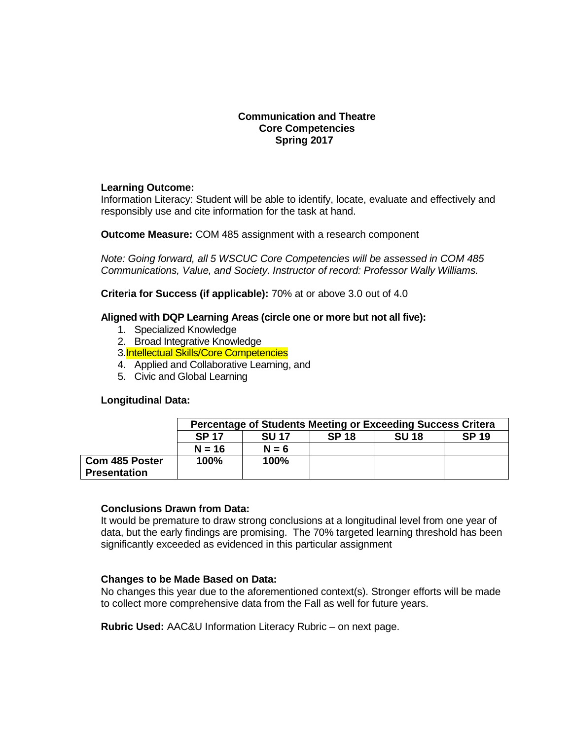**Communication and Theatre**
**Core Competencies**
**Spring 2017**

**Learning Outcome:**
Information Literacy: Student will be able to identify, locate, evaluate and effectively and responsibly use and cite information for the task at hand.

**Outcome Measure:** COM 485 assignment with a research component

*Note: Going forward, all 5 WSCUC Core Competencies will be assessed in COM 485 Communications, Value, and Society. Instructor of record: Professor Wally Williams.*

**Criteria for Success (if applicable):** 70% at or above 3.0 out of 4.0

**Aligned with DQP Learning Areas (circle one or more but not all five):**

1. Specialized Knowledge
2. Broad Integrative Knowledge
3. Intellectual Skills/Core Competencies
4. Applied and Collaborative Learning, and
5. Civic and Global Learning

**Longitudinal Data:**

| | **Percentage of Students Meeting or Exceeding Success Critera** | | | | |
|---|---|---|---|---|---|
| | **SP 17** | **SU 17** | **SP 18** | **SU 18** | **SP 19** |
| | **N = 16** | **N = 6** | | | |
| **Com 485 Poster Presentation** | **100%** | **100%** | | | |

**Conclusions Drawn from Data:**
It would be premature to draw strong conclusions at a longitudinal level from one year of data, but the early findings are promising. The 70% targeted learning threshold has been significantly exceeded as evidenced in this particular assignment

**Changes to be Made Based on Data:**
No changes this year due to the aforementioned context(s). Stronger efforts will be made to collect more comprehensive data from the Fall as well for future years.

**Rubric Used:** AAC&U Information Literacy Rubric – on next page.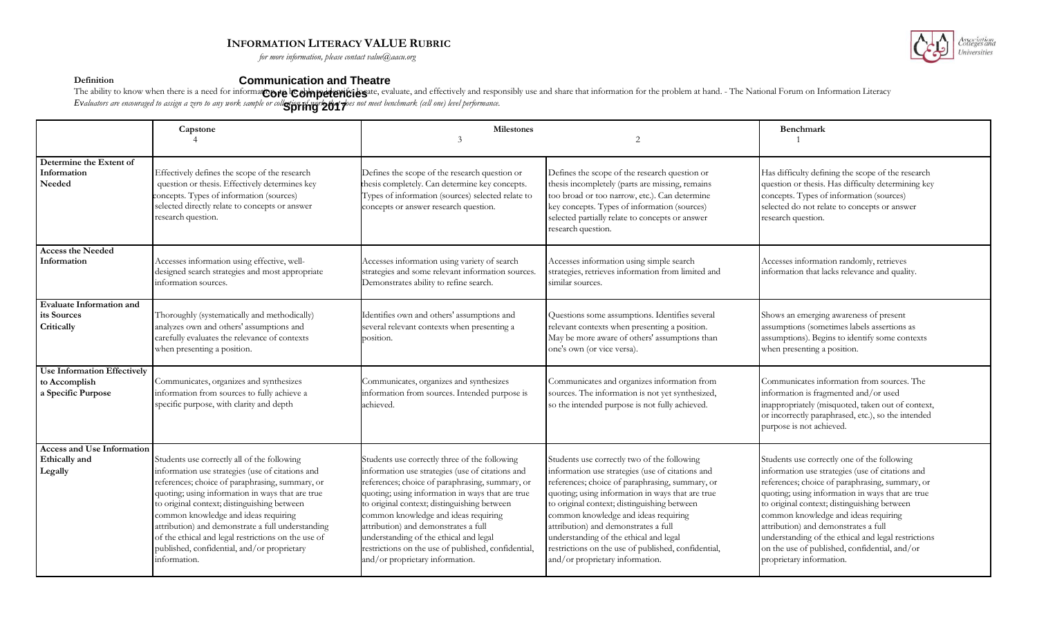# INFORMATION LITERACY VALUE RUBRIC

*for more information, please contact value@aacu.org*

## Communication and Theatre

## Core Competencies

## Spring 2017

**Definition**

The ability to know when there is a need for information, to be able to identify, locate, evaluate, and effectively and responsibly use and share that information for the problem at hand. - The National Forum on Information Literacy

*Evaluators are encouraged to assign a zero to any work sample or collection of work that does not meet benchmark (cell one) level performance.*

| | Capstone 4 | Milestones 3 | 2 | Benchmark 1 |
|---|---|---|---|---|
| **Determine the Extent of Information Needed** | Effectively defines the scope of the research question or thesis. Effectively determines key concepts. Types of information (sources) selected directly relate to concepts or answer research question. | Defines the scope of the research question or thesis completely. Can determine key concepts. Types of information (sources) selected relate to concepts or answer research question. | Defines the scope of the research question or thesis incompletely (parts are missing, remains too broad or too narrow, etc.). Can determine key concepts. Types of information (sources) selected partially relate to concepts or answer research question. | Has difficulty defining the scope of the research question or thesis. Has difficulty determining key concepts. Types of information (sources) selected do not relate to concepts or answer research question. |
| **Access the Needed Information** | Accesses information using effective, well-designed search strategies and most appropriate information sources. | Accesses information using variety of search strategies and some relevant information sources. Demonstrates ability to refine search. | Accesses information using simple search strategies, retrieves information from limited and similar sources. | Accesses information randomly, retrieves information that lacks relevance and quality. |
| **Evaluate Information and its Sources Critically** | Thoroughly (systematically and methodically) analyzes own and others' assumptions and carefully evaluates the relevance of contexts when presenting a position. | Identifies own and others' assumptions and several relevant contexts when presenting a position. | Questions some assumptions. Identifies several relevant contexts when presenting a position. May be more aware of others' assumptions than one's own (or vice versa). | Shows an emerging awareness of present assumptions (sometimes labels assertions as assumptions). Begins to identify some contexts when presenting a position. |
| **Use Information Effectively to Accomplish a Specific Purpose** | Communicates, organizes and synthesizes information from sources to fully achieve a specific purpose, with clarity and depth | Communicates, organizes and synthesizes information from sources. Intended purpose is achieved. | Communicates and organizes information from sources. The information is not yet synthesized, so the intended purpose is not fully achieved. | Communicates information from sources. The information is fragmented and/or used inappropriately (misquoted, taken out of context, or incorrectly paraphrased, etc.), so the intended purpose is not achieved. |
| **Access and Use Information Ethically and Legally** | Students use correctly all of the following information use strategies (use of citations and references; choice of paraphrasing, summary, or quoting; using information in ways that are true to original context; distinguishing between common knowledge and ideas requiring attribution) and demonstrate a full understanding of the ethical and legal restrictions on the use of published, confidential, and/or proprietary information. | Students use correctly three of the following information use strategies (use of citations and references; choice of paraphrasing, summary, or quoting; using information in ways that are true to original context; distinguishing between common knowledge and ideas requiring attribution) and demonstrates a full understanding of the ethical and legal restrictions on the use of published, confidential, and/or proprietary information. | Students use correctly two of the following information use strategies (use of citations and references; choice of paraphrasing, summary, or quoting; using information in ways that are true to original context; distinguishing between common knowledge and ideas requiring attribution) and demonstrates a full understanding of the ethical and legal restrictions on the use of published, confidential, and/or proprietary information. | Students use correctly one of the following information use strategies (use of citations and references; choice of paraphrasing, summary, or quoting; using information in ways that are true to original context; distinguishing between common knowledge and ideas requiring attribution) and demonstrates a full understanding of the ethical and legal restrictions on the use of published, confidential, and/or proprietary information. |